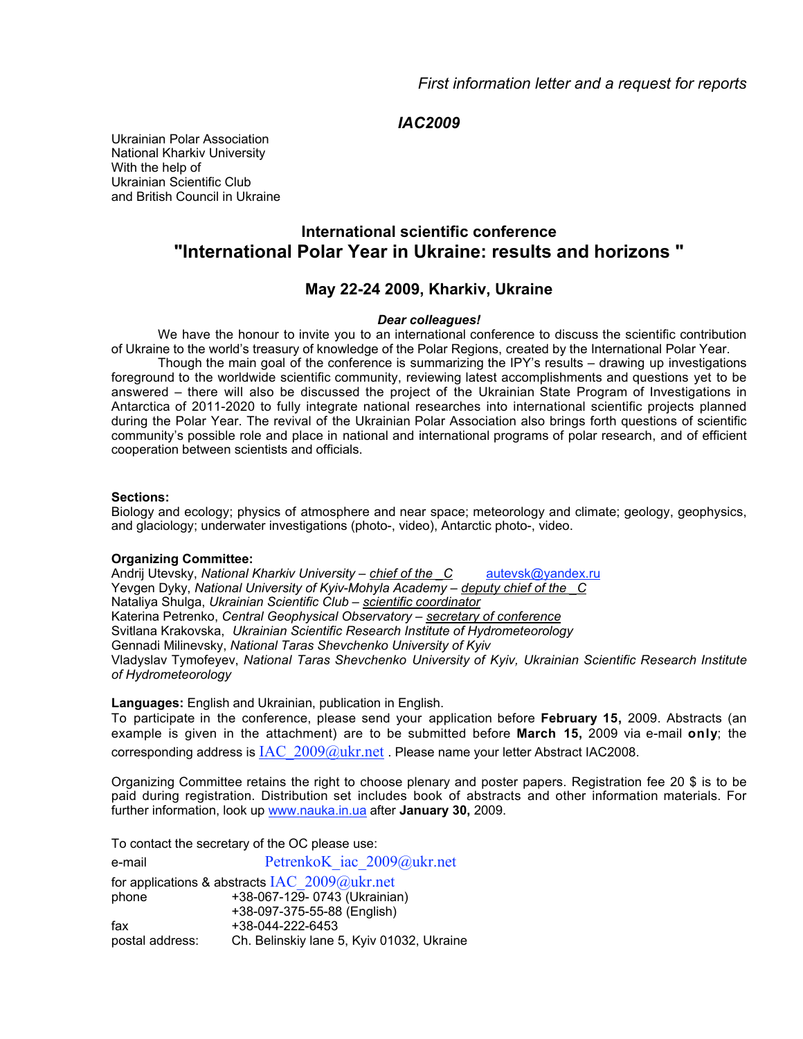*First information letter and a request for reports*

***IAC2009***

Ukrainian Polar Association
National Kharkiv University
With the help of
Ukrainian Scientific Club
and British Council in Ukraine

## International scientific conference
## "International Polar Year in Ukraine: results and horizons "

### May 22-24 2009, Kharkiv, Ukraine

***Dear colleagues!***

We have the honour to invite you to an international conference to discuss the scientific contribution of Ukraine to the world's treasury of knowledge of the Polar Regions, created by the International Polar Year.

Though the main goal of the conference is summarizing the IPY's results – drawing up investigations foreground to the worldwide scientific community, reviewing latest accomplishments and questions yet to be answered – there will also be discussed the project of the Ukrainian State Program of Investigations in Antarctica of 2011-2020 to fully integrate national researches into international scientific projects planned during the Polar Year. The revival of the Ukrainian Polar Association also brings forth questions of scientific community's possible role and place in national and international programs of polar research, and of efficient cooperation between scientists and officials.

**Sections:**
Biology and ecology; physics of atmosphere and near space; meteorology and climate; geology, geophysics, and glaciology; underwater investigations (photo-, video), Antarctic photo-, video.

**Organizing Committee:**
Andrij Utevsky, *National Kharkiv University* – *chief of the _C* autevsk@yandex.ru
Yevgen Dyky, *National University of Kyiv-Mohyla Academy* – *deputy chief of the _C*
Nataliya Shulga, *Ukrainian Scientific Club* – *scientific coordinator*
Katerina Petrenko, *Central Geophysical Observatory* – *secretary of conference*
Svitlana Krakovska, *Ukrainian Scientific Research Institute of Hydrometeorology*
Gennadi Milinevsky, *National Taras Shevchenko University of Kyiv*
Vladyslav Tymofeyev, *National Taras Shevchenko University of Kyiv, Ukrainian Scientific Research Institute of Hydrometeorology*

**Languages:** English and Ukrainian, publication in English.
To participate in the conference, please send your application before **February 15,** 2009. Abstracts (an example is given in the attachment) are to be submitted before **March 15,** 2009 via e-mail **only**; the corresponding address is IAC_2009@ukr.net . Please name your letter Abstract IAC2008.

Organizing Committee retains the right to choose plenary and poster papers. Registration fee 20 $ is to be paid during registration. Distribution set includes book of abstracts and other information materials. For further information, look up www.nauka.in.ua after **January 30,** 2009.

To contact the secretary of the OC please use:

e-mail PetrenkoK_iac_2009@ukr.net
for applications & abstracts IAC_2009@ukr.net
phone +38-067-129- 0743 (Ukrainian)
+38-097-375-55-88 (English)
fax +38-044-222-6453
postal address: Ch. Belinskiy lane 5, Kyiv 01032, Ukraine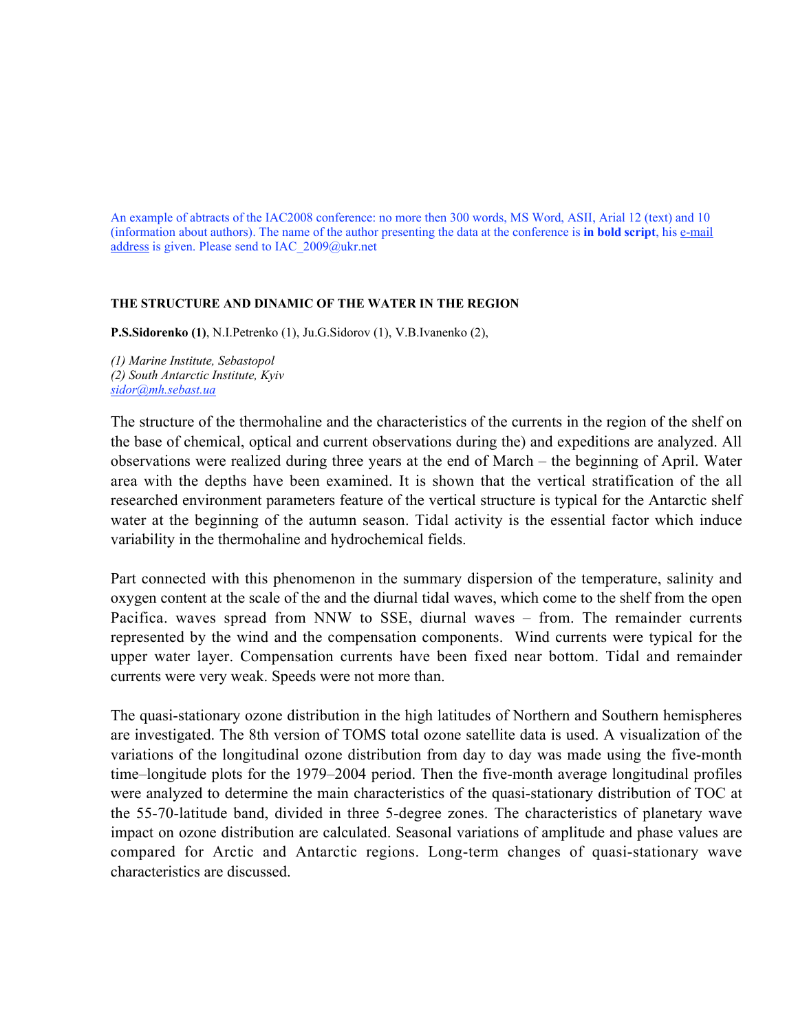An example of abtracts of the IAC2008 conference: no more then 300 words, MS Word, ASII, Arial 12 (text) and 10 (information about authors). The name of the author presenting the data at the conference is **in bold script**, his e-mail address is given. Please send to IAC_2009@ukr.net

**THE STRUCTURE AND DINAMIC OF THE WATER IN THE REGION**

**P.S.Sidorenko (1)**, N.I.Petrenko (1), Ju.G.Sidorov (1), V.B.Ivanenko (2),

*(1) Marine Institute, Sebastopol*
*(2) South Antarctic Institute, Kyiv*
sidor@mh.sebast.ua

The structure of the thermohaline and the characteristics of the currents in the region of the shelf on the base of chemical, optical and current observations during the) and expeditions are analyzed. All observations were realized during three years at the end of March – the beginning of April. Water area with the depths have been examined. It is shown that the vertical stratification of the all researched environment parameters feature of the vertical structure is typical for the Antarctic shelf water at the beginning of the autumn season. Tidal activity is the essential factor which induce variability in the thermohaline and hydrochemical fields.

Part connected with this phenomenon in the summary dispersion of the temperature, salinity and oxygen content at the scale of the and the diurnal tidal waves, which come to the shelf from the open Pacifica. waves spread from NNW to SSE, diurnal waves – from. The remainder currents represented by the wind and the compensation components. Wind currents were typical for the upper water layer. Compensation currents have been fixed near bottom. Tidal and remainder currents were very weak. Speeds were not more than.

The quasi-stationary ozone distribution in the high latitudes of Northern and Southern hemispheres are investigated. The 8th version of TOMS total ozone satellite data is used. A visualization of the variations of the longitudinal ozone distribution from day to day was made using the five-month time–longitude plots for the 1979–2004 period. Then the five-month average longitudinal profiles were analyzed to determine the main characteristics of the quasi-stationary distribution of TOC at the 55-70-latitude band, divided in three 5-degree zones. The characteristics of planetary wave impact on ozone distribution are calculated. Seasonal variations of amplitude and phase values are compared for Arctic and Antarctic regions. Long-term changes of quasi-stationary wave characteristics are discussed.